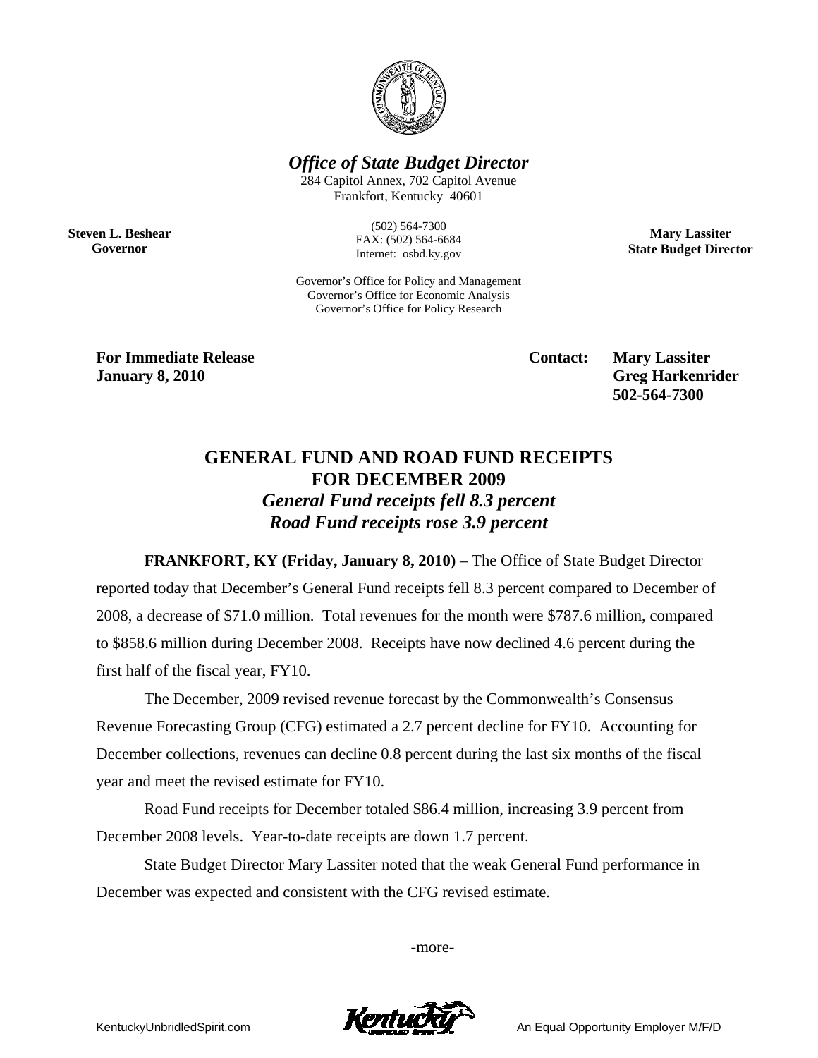***Office of State Budget Director***

284 Capitol Annex, 702 Capitol Avenue
Frankfort, Kentucky 40601

(502) 564-7300
FAX: (502) 564-6684
Internet: osbd.ky.gov

Governor's Office for Policy and Management
Governor's Office for Economic Analysis
Governor's Office for Policy Research

**Steven L. Beshear**
**Governor**

**Mary Lassiter**
**State Budget Director**

**For Immediate Release**
**January 8, 2010**

**Contact: Mary Lassiter**
**Greg Harkenrider**
**502-564-7300**

## GENERAL FUND AND ROAD FUND RECEIPTS FOR DECEMBER 2009

### *General Fund receipts fell 8.3 percent*
### *Road Fund receipts rose 3.9 percent*

**FRANKFORT, KY (Friday, January 8, 2010)** – The Office of State Budget Director reported today that December's General Fund receipts fell 8.3 percent compared to December of 2008, a decrease of $71.0 million. Total revenues for the month were $787.6 million, compared to $858.6 million during December 2008. Receipts have now declined 4.6 percent during the first half of the fiscal year, FY10.

The December, 2009 revised revenue forecast by the Commonwealth's Consensus Revenue Forecasting Group (CFG) estimated a 2.7 percent decline for FY10. Accounting for December collections, revenues can decline 0.8 percent during the last six months of the fiscal year and meet the revised estimate for FY10.

Road Fund receipts for December totaled $86.4 million, increasing 3.9 percent from December 2008 levels. Year-to-date receipts are down 1.7 percent.

State Budget Director Mary Lassiter noted that the weak General Fund performance in December was expected and consistent with the CFG revised estimate.

-more-

KentuckyUnbridledSpirit.com

An Equal Opportunity Employer M/F/D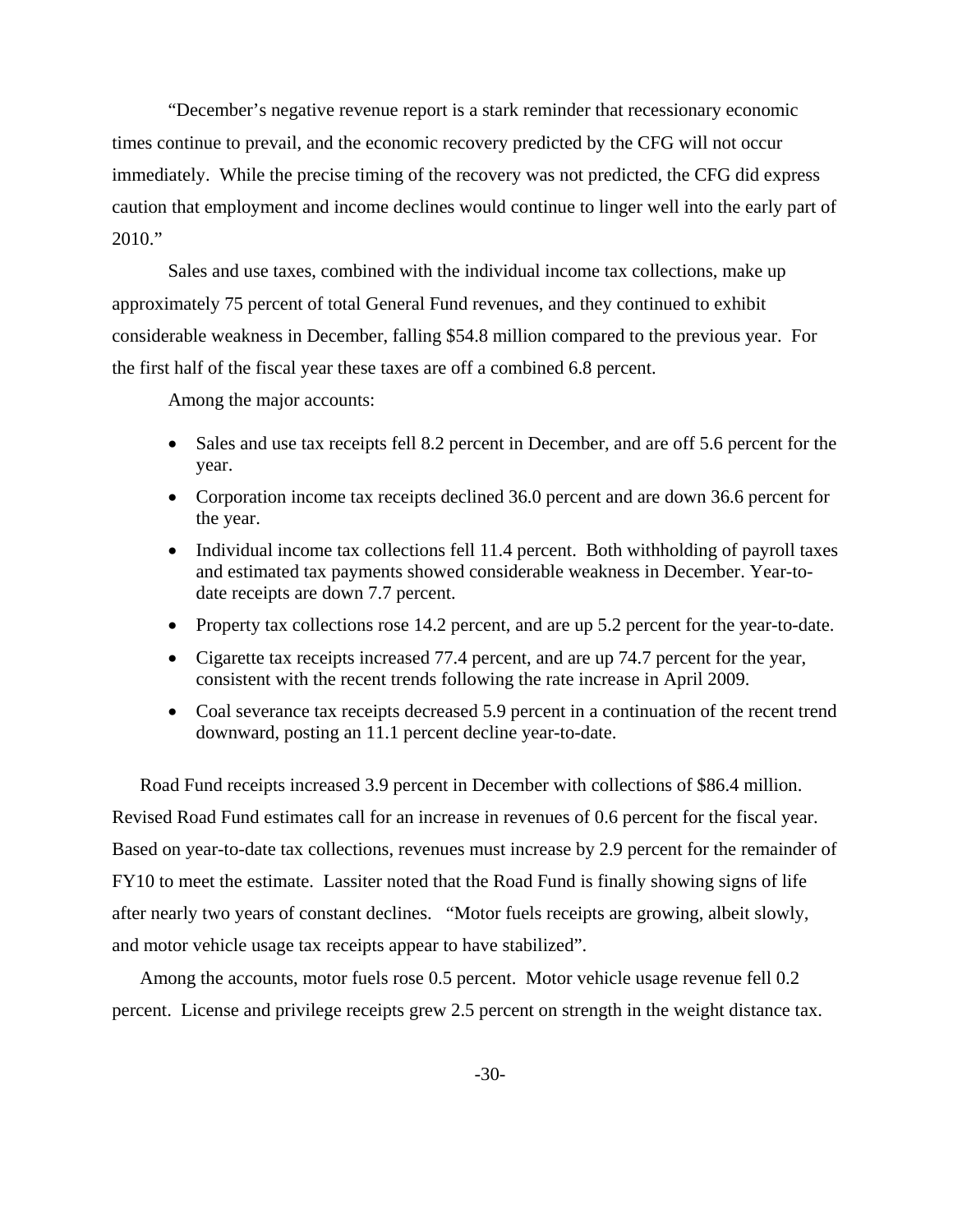"December's negative revenue report is a stark reminder that recessionary economic times continue to prevail, and the economic recovery predicted by the CFG will not occur immediately. While the precise timing of the recovery was not predicted, the CFG did express caution that employment and income declines would continue to linger well into the early part of 2010."

Sales and use taxes, combined with the individual income tax collections, make up approximately 75 percent of total General Fund revenues, and they continued to exhibit considerable weakness in December, falling $54.8 million compared to the previous year. For the first half of the fiscal year these taxes are off a combined 6.8 percent.

Among the major accounts:

- Sales and use tax receipts fell 8.2 percent in December, and are off 5.6 percent for the year.
- Corporation income tax receipts declined 36.0 percent and are down 36.6 percent for the year.
- Individual income tax collections fell 11.4 percent. Both withholding of payroll taxes and estimated tax payments showed considerable weakness in December. Year-to-date receipts are down 7.7 percent.
- Property tax collections rose 14.2 percent, and are up 5.2 percent for the year-to-date.
- Cigarette tax receipts increased 77.4 percent, and are up 74.7 percent for the year, consistent with the recent trends following the rate increase in April 2009.
- Coal severance tax receipts decreased 5.9 percent in a continuation of the recent trend downward, posting an 11.1 percent decline year-to-date.

Road Fund receipts increased 3.9 percent in December with collections of $86.4 million. Revised Road Fund estimates call for an increase in revenues of 0.6 percent for the fiscal year. Based on year-to-date tax collections, revenues must increase by 2.9 percent for the remainder of FY10 to meet the estimate. Lassiter noted that the Road Fund is finally showing signs of life after nearly two years of constant declines. "Motor fuels receipts are growing, albeit slowly, and motor vehicle usage tax receipts appear to have stabilized".

Among the accounts, motor fuels rose 0.5 percent. Motor vehicle usage revenue fell 0.2 percent. License and privilege receipts grew 2.5 percent on strength in the weight distance tax.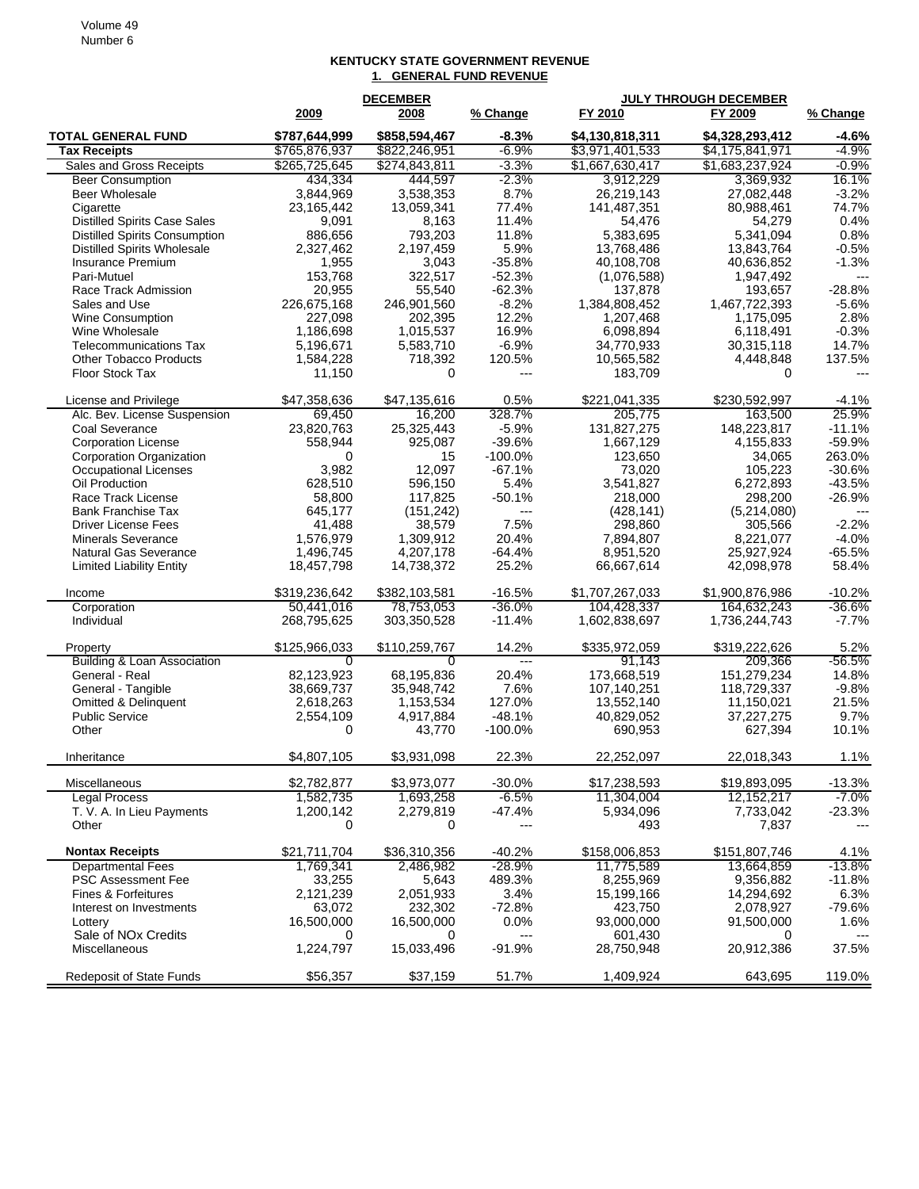## KENTUCKY STATE GOVERNMENT REVENUE

### 1. GENERAL FUND REVENUE

| | DECEMBER 2009 | DECEMBER 2008 | % Change | JULY THROUGH DECEMBER FY 2010 | JULY THROUGH DECEMBER FY 2009 | % Change |
|---|---|---|---|---|---|---|
| **TOTAL GENERAL FUND** | **$787,644,999** | **$858,594,467** | **-8.3%** | **$4,130,818,311** | **$4,328,293,412** | **-4.6%** |
| **Tax Receipts** | $765,876,937 | $822,246,951 | -6.9% | $3,971,401,533 | $4,175,841,971 | -4.9% |
| Sales and Gross Receipts | $265,725,645 | $274,843,811 | -3.3% | $1,667,630,417 | $1,683,237,924 | -0.9% |
| Beer Consumption | 434,334 | 444,597 | -2.3% | 3,912,229 | 3,369,932 | 16.1% |
| Beer Wholesale | 3,844,969 | 3,538,353 | 8.7% | 26,219,143 | 27,082,448 | -3.2% |
| Cigarette | 23,165,442 | 13,059,341 | 77.4% | 141,487,351 | 80,988,461 | 74.7% |
| Distilled Spirits Case Sales | 9,091 | 8,163 | 11.4% | 54,476 | 54,279 | 0.4% |
| Distilled Spirits Consumption | 886,656 | 793,203 | 11.8% | 5,383,695 | 5,341,094 | 0.8% |
| Distilled Spirits Wholesale | 2,327,462 | 2,197,459 | 5.9% | 13,768,486 | 13,843,764 | -0.5% |
| Insurance Premium | 1,955 | 3,043 | -35.8% | 40,108,708 | 40,636,852 | -1.3% |
| Pari-Mutuel | 153,768 | 322,517 | -52.3% | (1,076,588) | 1,947,492 | --- |
| Race Track Admission | 20,955 | 55,540 | -62.3% | 137,878 | 193,657 | -28.8% |
| Sales and Use | 226,675,168 | 246,901,560 | -8.2% | 1,384,808,452 | 1,467,722,393 | -5.6% |
| Wine Consumption | 227,098 | 202,395 | 12.2% | 1,207,468 | 1,175,095 | 2.8% |
| Wine Wholesale | 1,186,698 | 1,015,537 | 16.9% | 6,098,894 | 6,118,491 | -0.3% |
| Telecommunications Tax | 5,196,671 | 5,583,710 | -6.9% | 34,770,933 | 30,315,118 | 14.7% |
| Other Tobacco Products | 1,584,228 | 718,392 | 120.5% | 10,565,582 | 4,448,848 | 137.5% |
| Floor Stock Tax | 11,150 | 0 | --- | 183,709 | 0 | --- |
| | | | | | | |
| License and Privilege | $47,358,636 | $47,135,616 | 0.5% | $221,041,335 | $230,592,997 | -4.1% |
| Alc. Bev. License Suspension | 69,450 | 16,200 | 328.7% | 205,775 | 163,500 | 25.9% |
| Coal Severance | 23,820,763 | 25,325,443 | -5.9% | 131,827,275 | 148,223,817 | -11.1% |
| Corporation License | 558,944 | 925,087 | -39.6% | 1,667,129 | 4,155,833 | -59.9% |
| Corporation Organization | 0 | 15 | -100.0% | 123,650 | 34,065 | 263.0% |
| Occupational Licenses | 3,982 | 12,097 | -67.1% | 73,020 | 105,223 | -30.6% |
| Oil Production | 628,510 | 596,150 | 5.4% | 3,541,827 | 6,272,893 | -43.5% |
| Race Track License | 58,800 | 117,825 | -50.1% | 218,000 | 298,200 | -26.9% |
| Bank Franchise Tax | 645,177 | (151,242) | --- | (428,141) | (5,214,080) | --- |
| Driver License Fees | 41,488 | 38,579 | 7.5% | 298,860 | 305,566 | -2.2% |
| Minerals Severance | 1,576,979 | 1,309,912 | 20.4% | 7,894,807 | 8,221,077 | -4.0% |
| Natural Gas Severance | 1,496,745 | 4,207,178 | -64.4% | 8,951,520 | 25,927,924 | -65.5% |
| Limited Liability Entity | 18,457,798 | 14,738,372 | 25.2% | 66,667,614 | 42,098,978 | 58.4% |
| | | | | | | |
| Income | $319,236,642 | $382,103,581 | -16.5% | $1,707,267,033 | $1,900,876,986 | -10.2% |
| Corporation | 50,441,016 | 78,753,053 | -36.0% | 104,428,337 | 164,632,243 | -36.6% |
| Individual | 268,795,625 | 303,350,528 | -11.4% | 1,602,838,697 | 1,736,244,743 | -7.7% |
| | | | | | | |
| Property | $125,966,033 | $110,259,767 | 14.2% | $335,972,059 | $319,222,626 | 5.2% |
| Building & Loan Association | 0 | 0 | --- | 91,143 | 209,366 | -56.5% |
| General - Real | 82,123,923 | 68,195,836 | 20.4% | 173,668,519 | 151,279,234 | 14.8% |
| General - Tangible | 38,669,737 | 35,948,742 | 7.6% | 107,140,251 | 118,729,337 | -9.8% |
| Omitted & Delinquent | 2,618,263 | 1,153,534 | 127.0% | 13,552,140 | 11,150,021 | 21.5% |
| Public Service | 2,554,109 | 4,917,884 | -48.1% | 40,829,052 | 37,227,275 | 9.7% |
| Other | 0 | 43,770 | -100.0% | 690,953 | 627,394 | 10.1% |
| | | | | | | |
| Inheritance | $4,807,105 | $3,931,098 | 22.3% | 22,252,097 | 22,018,343 | 1.1% |
| | | | | | | |
| Miscellaneous | $2,782,877 | $3,973,077 | -30.0% | $17,238,593 | $19,893,095 | -13.3% |
| Legal Process | 1,582,735 | 1,693,258 | -6.5% | 11,304,004 | 12,152,217 | -7.0% |
| T. V. A. In Lieu Payments | 1,200,142 | 2,279,819 | -47.4% | 5,934,096 | 7,733,042 | -23.3% |
| Other | 0 | 0 | --- | 493 | 7,837 | --- |
| | | | | | | |
| **Nontax Receipts** | $21,711,704 | $36,310,356 | -40.2% | $158,006,853 | $151,807,746 | 4.1% |
| Departmental Fees | 1,769,341 | 2,486,982 | -28.9% | 11,775,589 | 13,664,859 | -13.8% |
| PSC Assessment Fee | 33,255 | 5,643 | 489.3% | 8,255,969 | 9,356,882 | -11.8% |
| Fines & Forfeitures | 2,121,239 | 2,051,933 | 3.4% | 15,199,166 | 14,294,692 | 6.3% |
| Interest on Investments | 63,072 | 232,302 | -72.8% | 423,750 | 2,078,927 | -79.6% |
| Lottery | 16,500,000 | 16,500,000 | 0.0% | 93,000,000 | 91,500,000 | 1.6% |
| Sale of NOx Credits | 0 | 0 | --- | 601,430 | 0 | --- |
| Miscellaneous | 1,224,797 | 15,033,496 | -91.9% | 28,750,948 | 20,912,386 | 37.5% |
| | | | | | | |
| Redeposit of State Funds | $56,357 | $37,159 | 51.7% | 1,409,924 | 643,695 | 119.0% |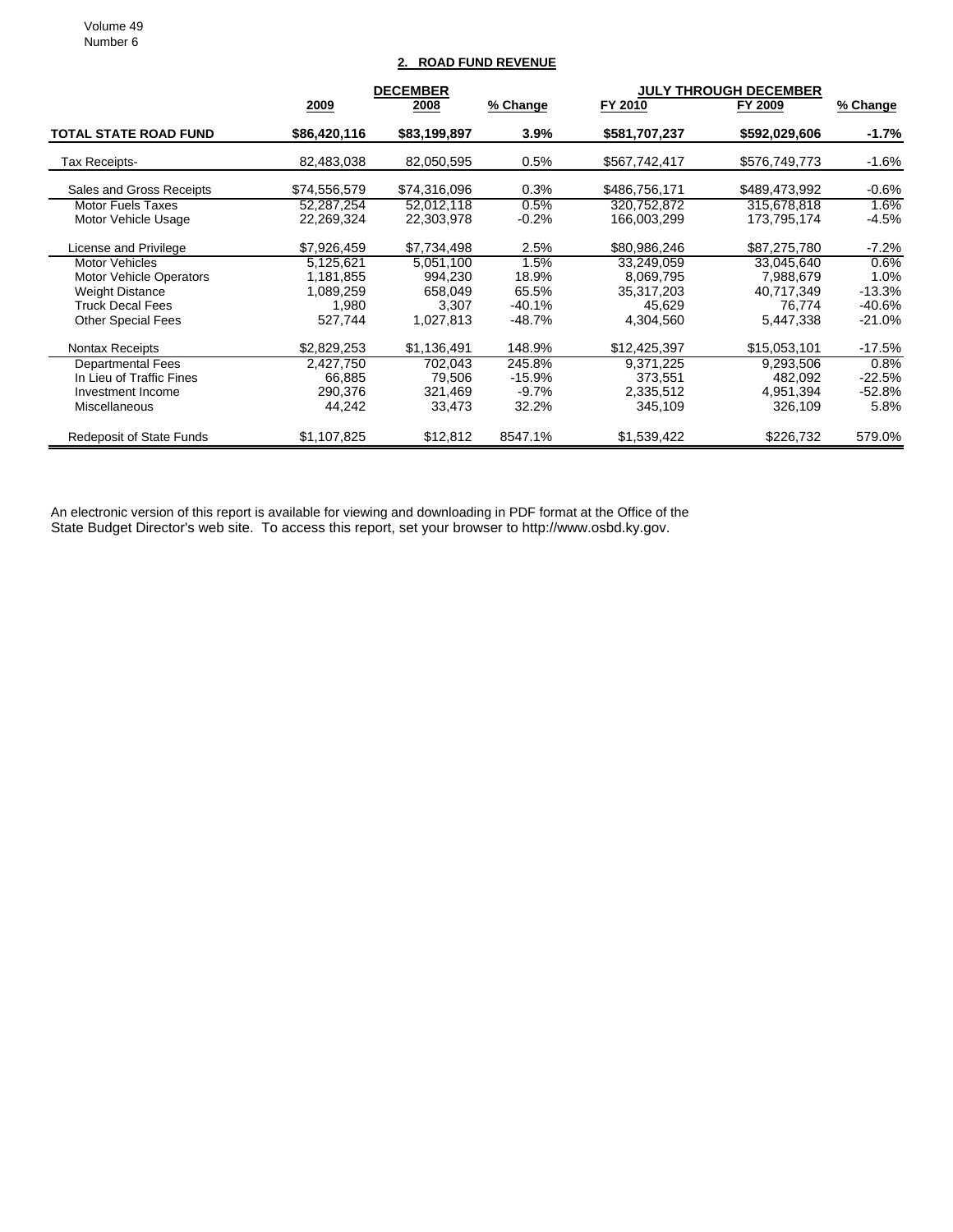## 2. ROAD FUND REVENUE

| | DECEMBER | | | JULY THROUGH DECEMBER | | |
|---|---|---|---|---|---|---|
| | 2009 | 2008 | % Change | FY 2010 | FY 2009 | % Change |
| **TOTAL STATE ROAD FUND** | **$86,420,116** | **$83,199,897** | **3.9%** | **$581,707,237** | **$592,029,606** | **-1.7%** |
| Tax Receipts- | 82,483,038 | 82,050,595 | 0.5% | $567,742,417 | $576,749,773 | -1.6% |
| Sales and Gross Receipts | $74,556,579 | $74,316,096 | 0.3% | $486,756,171 | $489,473,992 | -0.6% |
| Motor Fuels Taxes | 52,287,254 | 52,012,118 | 0.5% | 320,752,872 | 315,678,818 | 1.6% |
| Motor Vehicle Usage | 22,269,324 | 22,303,978 | -0.2% | 166,003,299 | 173,795,174 | -4.5% |
| License and Privilege | $7,926,459 | $7,734,498 | 2.5% | $80,986,246 | $87,275,780 | -7.2% |
| Motor Vehicles | 5,125,621 | 5,051,100 | 1.5% | 33,249,059 | 33,045,640 | 0.6% |
| Motor Vehicle Operators | 1,181,855 | 994,230 | 18.9% | 8,069,795 | 7,988,679 | 1.0% |
| Weight Distance | 1,089,259 | 658,049 | 65.5% | 35,317,203 | 40,717,349 | -13.3% |
| Truck Decal Fees | 1,980 | 3,307 | -40.1% | 45,629 | 76,774 | -40.6% |
| Other Special Fees | 527,744 | 1,027,813 | -48.7% | 4,304,560 | 5,447,338 | -21.0% |
| Nontax Receipts | $2,829,253 | $1,136,491 | 148.9% | $12,425,397 | $15,053,101 | -17.5% |
| Departmental Fees | 2,427,750 | 702,043 | 245.8% | 9,371,225 | 9,293,506 | 0.8% |
| In Lieu of Traffic Fines | 66,885 | 79,506 | -15.9% | 373,551 | 482,092 | -22.5% |
| Investment Income | 290,376 | 321,469 | -9.7% | 2,335,512 | 4,951,394 | -52.8% |
| Miscellaneous | 44,242 | 33,473 | 32.2% | 345,109 | 326,109 | 5.8% |
| Redeposit of State Funds | $1,107,825 | $12,812 | 8547.1% | $1,539,422 | $226,732 | 579.0% |

An electronic version of this report is available for viewing and downloading in PDF format at the Office of the State Budget Director's web site. To access this report, set your browser to http://www.osbd.ky.gov.